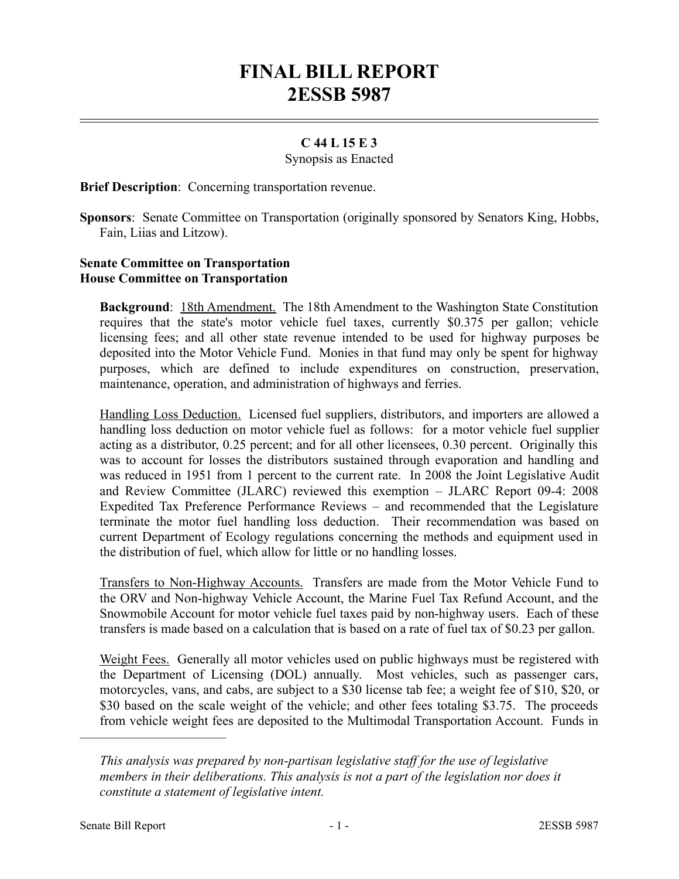# FINAL BILL REPORT
# 2ESSB 5987

**C 44 L 15 E 3**

Synopsis as Enacted

**Brief Description**: Concerning transportation revenue.

**Sponsors**: Senate Committee on Transportation (originally sponsored by Senators King, Hobbs, Fain, Liias and Litzow).

**Senate Committee on Transportation**
**House Committee on Transportation**

**Background**: 18th Amendment. The 18th Amendment to the Washington State Constitution requires that the state's motor vehicle fuel taxes, currently $0.375 per gallon; vehicle licensing fees; and all other state revenue intended to be used for highway purposes be deposited into the Motor Vehicle Fund. Monies in that fund may only be spent for highway purposes, which are defined to include expenditures on construction, preservation, maintenance, operation, and administration of highways and ferries.

Handling Loss Deduction. Licensed fuel suppliers, distributors, and importers are allowed a handling loss deduction on motor vehicle fuel as follows: for a motor vehicle fuel supplier acting as a distributor, 0.25 percent; and for all other licensees, 0.30 percent. Originally this was to account for losses the distributors sustained through evaporation and handling and was reduced in 1951 from 1 percent to the current rate. In 2008 the Joint Legislative Audit and Review Committee (JLARC) reviewed this exemption – JLARC Report 09-4: 2008 Expedited Tax Preference Performance Reviews – and recommended that the Legislature terminate the motor fuel handling loss deduction. Their recommendation was based on current Department of Ecology regulations concerning the methods and equipment used in the distribution of fuel, which allow for little or no handling losses.

Transfers to Non-Highway Accounts. Transfers are made from the Motor Vehicle Fund to the ORV and Non-highway Vehicle Account, the Marine Fuel Tax Refund Account, and the Snowmobile Account for motor vehicle fuel taxes paid by non-highway users. Each of these transfers is made based on a calculation that is based on a rate of fuel tax of $0.23 per gallon.

Weight Fees. Generally all motor vehicles used on public highways must be registered with the Department of Licensing (DOL) annually. Most vehicles, such as passenger cars, motorcycles, vans, and cabs, are subject to a $30 license tab fee; a weight fee of $10, $20, or $30 based on the scale weight of the vehicle; and other fees totaling $3.75. The proceeds from vehicle weight fees are deposited to the Multimodal Transportation Account. Funds in

---

*This analysis was prepared by non-partisan legislative staff for the use of legislative members in their deliberations. This analysis is not a part of the legislation nor does it constitute a statement of legislative intent.*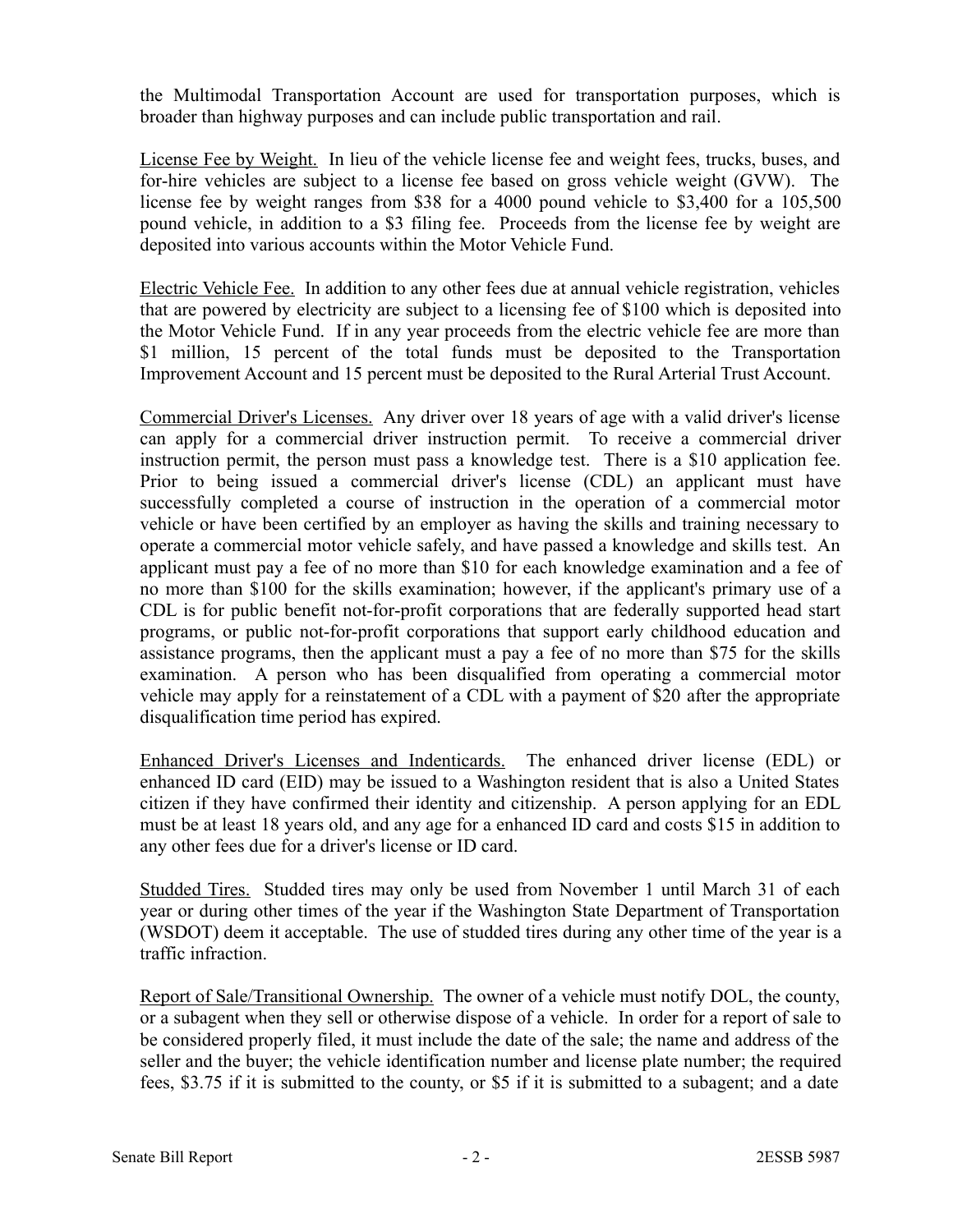the Multimodal Transportation Account are used for transportation purposes, which is broader than highway purposes and can include public transportation and rail.

License Fee by Weight. In lieu of the vehicle license fee and weight fees, trucks, buses, and for-hire vehicles are subject to a license fee based on gross vehicle weight (GVW). The license fee by weight ranges from $38 for a 4000 pound vehicle to $3,400 for a 105,500 pound vehicle, in addition to a $3 filing fee. Proceeds from the license fee by weight are deposited into various accounts within the Motor Vehicle Fund.

Electric Vehicle Fee. In addition to any other fees due at annual vehicle registration, vehicles that are powered by electricity are subject to a licensing fee of $100 which is deposited into the Motor Vehicle Fund. If in any year proceeds from the electric vehicle fee are more than $1 million, 15 percent of the total funds must be deposited to the Transportation Improvement Account and 15 percent must be deposited to the Rural Arterial Trust Account.

Commercial Driver's Licenses. Any driver over 18 years of age with a valid driver's license can apply for a commercial driver instruction permit. To receive a commercial driver instruction permit, the person must pass a knowledge test. There is a $10 application fee. Prior to being issued a commercial driver's license (CDL) an applicant must have successfully completed a course of instruction in the operation of a commercial motor vehicle or have been certified by an employer as having the skills and training necessary to operate a commercial motor vehicle safely, and have passed a knowledge and skills test. An applicant must pay a fee of no more than $10 for each knowledge examination and a fee of no more than $100 for the skills examination; however, if the applicant's primary use of a CDL is for public benefit not-for-profit corporations that are federally supported head start programs, or public not-for-profit corporations that support early childhood education and assistance programs, then the applicant must a pay a fee of no more than $75 for the skills examination. A person who has been disqualified from operating a commercial motor vehicle may apply for a reinstatement of a CDL with a payment of $20 after the appropriate disqualification time period has expired.

Enhanced Driver's Licenses and Indenticards. The enhanced driver license (EDL) or enhanced ID card (EID) may be issued to a Washington resident that is also a United States citizen if they have confirmed their identity and citizenship. A person applying for an EDL must be at least 18 years old, and any age for a enhanced ID card and costs $15 in addition to any other fees due for a driver's license or ID card.

Studded Tires. Studded tires may only be used from November 1 until March 31 of each year or during other times of the year if the Washington State Department of Transportation (WSDOT) deem it acceptable. The use of studded tires during any other time of the year is a traffic infraction.

Report of Sale/Transitional Ownership. The owner of a vehicle must notify DOL, the county, or a subagent when they sell or otherwise dispose of a vehicle. In order for a report of sale to be considered properly filed, it must include the date of the sale; the name and address of the seller and the buyer; the vehicle identification number and license plate number; the required fees, $3.75 if it is submitted to the county, or $5 if it is submitted to a subagent; and a date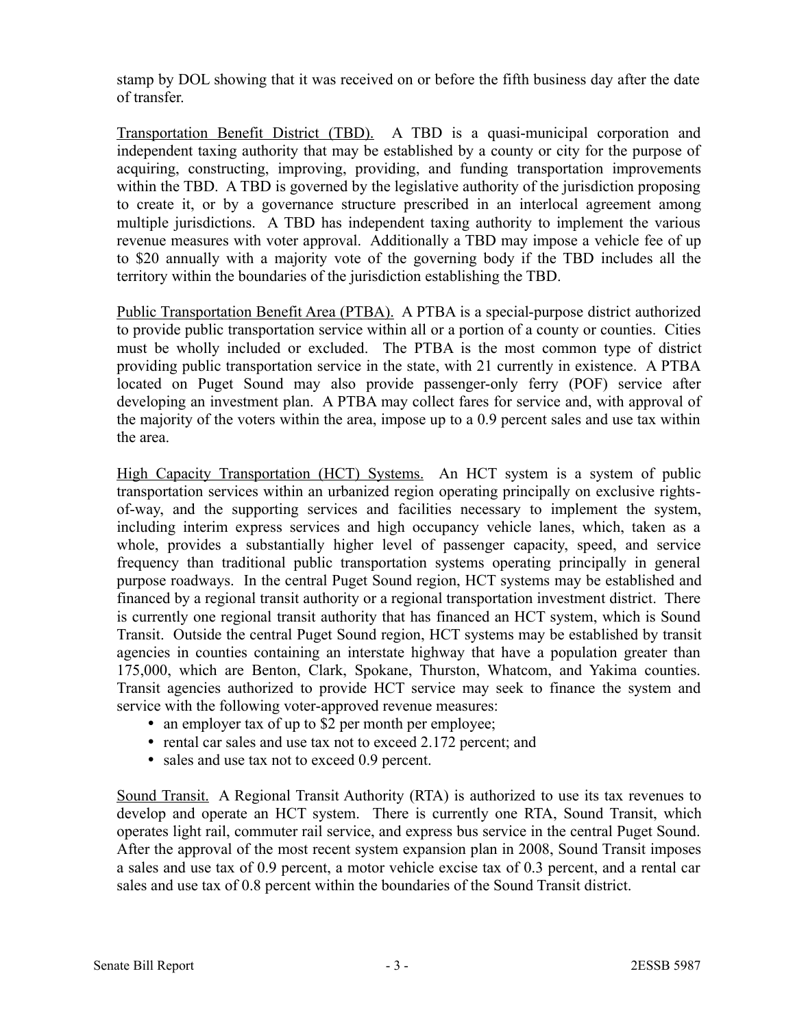stamp by DOL showing that it was received on or before the fifth business day after the date of transfer.

<u>Transportation Benefit District (TBD).</u> A TBD is a quasi-municipal corporation and independent taxing authority that may be established by a county or city for the purpose of acquiring, constructing, improving, providing, and funding transportation improvements within the TBD. A TBD is governed by the legislative authority of the jurisdiction proposing to create it, or by a governance structure prescribed in an interlocal agreement among multiple jurisdictions. A TBD has independent taxing authority to implement the various revenue measures with voter approval. Additionally a TBD may impose a vehicle fee of up to $20 annually with a majority vote of the governing body if the TBD includes all the territory within the boundaries of the jurisdiction establishing the TBD.

<u>Public Transportation Benefit Area (PTBA).</u> A PTBA is a special-purpose district authorized to provide public transportation service within all or a portion of a county or counties. Cities must be wholly included or excluded. The PTBA is the most common type of district providing public transportation service in the state, with 21 currently in existence. A PTBA located on Puget Sound may also provide passenger-only ferry (POF) service after developing an investment plan. A PTBA may collect fares for service and, with approval of the majority of the voters within the area, impose up to a 0.9 percent sales and use tax within the area.

<u>High Capacity Transportation (HCT) Systems.</u> An HCT system is a system of public transportation services within an urbanized region operating principally on exclusive rights-of-way, and the supporting services and facilities necessary to implement the system, including interim express services and high occupancy vehicle lanes, which, taken as a whole, provides a substantially higher level of passenger capacity, speed, and service frequency than traditional public transportation systems operating principally in general purpose roadways. In the central Puget Sound region, HCT systems may be established and financed by a regional transit authority or a regional transportation investment district. There is currently one regional transit authority that has financed an HCT system, which is Sound Transit. Outside the central Puget Sound region, HCT systems may be established by transit agencies in counties containing an interstate highway that have a population greater than 175,000, which are Benton, Clark, Spokane, Thurston, Whatcom, and Yakima counties. Transit agencies authorized to provide HCT service may seek to finance the system and service with the following voter-approved revenue measures:

- an employer tax of up to $2 per month per employee;
- rental car sales and use tax not to exceed 2.172 percent; and
- sales and use tax not to exceed 0.9 percent.

<u>Sound Transit.</u> A Regional Transit Authority (RTA) is authorized to use its tax revenues to develop and operate an HCT system. There is currently one RTA, Sound Transit, which operates light rail, commuter rail service, and express bus service in the central Puget Sound. After the approval of the most recent system expansion plan in 2008, Sound Transit imposes a sales and use tax of 0.9 percent, a motor vehicle excise tax of 0.3 percent, and a rental car sales and use tax of 0.8 percent within the boundaries of the Sound Transit district.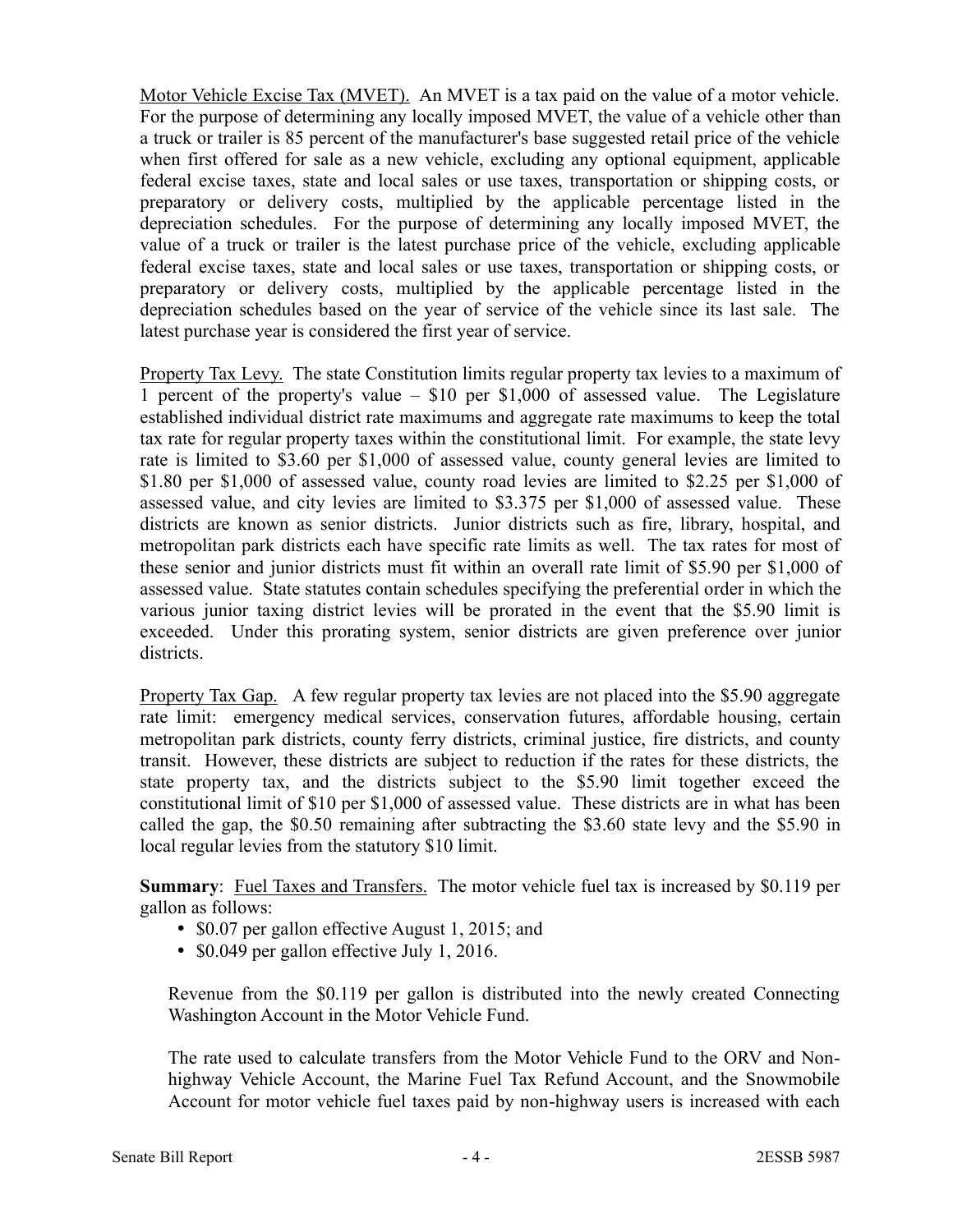Motor Vehicle Excise Tax (MVET). An MVET is a tax paid on the value of a motor vehicle. For the purpose of determining any locally imposed MVET, the value of a vehicle other than a truck or trailer is 85 percent of the manufacturer's base suggested retail price of the vehicle when first offered for sale as a new vehicle, excluding any optional equipment, applicable federal excise taxes, state and local sales or use taxes, transportation or shipping costs, or preparatory or delivery costs, multiplied by the applicable percentage listed in the depreciation schedules. For the purpose of determining any locally imposed MVET, the value of a truck or trailer is the latest purchase price of the vehicle, excluding applicable federal excise taxes, state and local sales or use taxes, transportation or shipping costs, or preparatory or delivery costs, multiplied by the applicable percentage listed in the depreciation schedules based on the year of service of the vehicle since its last sale. The latest purchase year is considered the first year of service.

Property Tax Levy. The state Constitution limits regular property tax levies to a maximum of 1 percent of the property's value – $10 per $1,000 of assessed value. The Legislature established individual district rate maximums and aggregate rate maximums to keep the total tax rate for regular property taxes within the constitutional limit. For example, the state levy rate is limited to $3.60 per $1,000 of assessed value, county general levies are limited to $1.80 per $1,000 of assessed value, county road levies are limited to $2.25 per $1,000 of assessed value, and city levies are limited to $3.375 per $1,000 of assessed value. These districts are known as senior districts. Junior districts such as fire, library, hospital, and metropolitan park districts each have specific rate limits as well. The tax rates for most of these senior and junior districts must fit within an overall rate limit of $5.90 per $1,000 of assessed value. State statutes contain schedules specifying the preferential order in which the various junior taxing district levies will be prorated in the event that the $5.90 limit is exceeded. Under this prorating system, senior districts are given preference over junior districts.

Property Tax Gap. A few regular property tax levies are not placed into the $5.90 aggregate rate limit: emergency medical services, conservation futures, affordable housing, certain metropolitan park districts, county ferry districts, criminal justice, fire districts, and county transit. However, these districts are subject to reduction if the rates for these districts, the state property tax, and the districts subject to the $5.90 limit together exceed the constitutional limit of $10 per $1,000 of assessed value. These districts are in what has been called the gap, the $0.50 remaining after subtracting the $3.60 state levy and the $5.90 in local regular levies from the statutory $10 limit.

**Summary**: Fuel Taxes and Transfers. The motor vehicle fuel tax is increased by $0.119 per gallon as follows:

- $0.07 per gallon effective August 1, 2015; and
- $0.049 per gallon effective July 1, 2016.

Revenue from the $0.119 per gallon is distributed into the newly created Connecting Washington Account in the Motor Vehicle Fund.

The rate used to calculate transfers from the Motor Vehicle Fund to the ORV and Non-highway Vehicle Account, the Marine Fuel Tax Refund Account, and the Snowmobile Account for motor vehicle fuel taxes paid by non-highway users is increased with each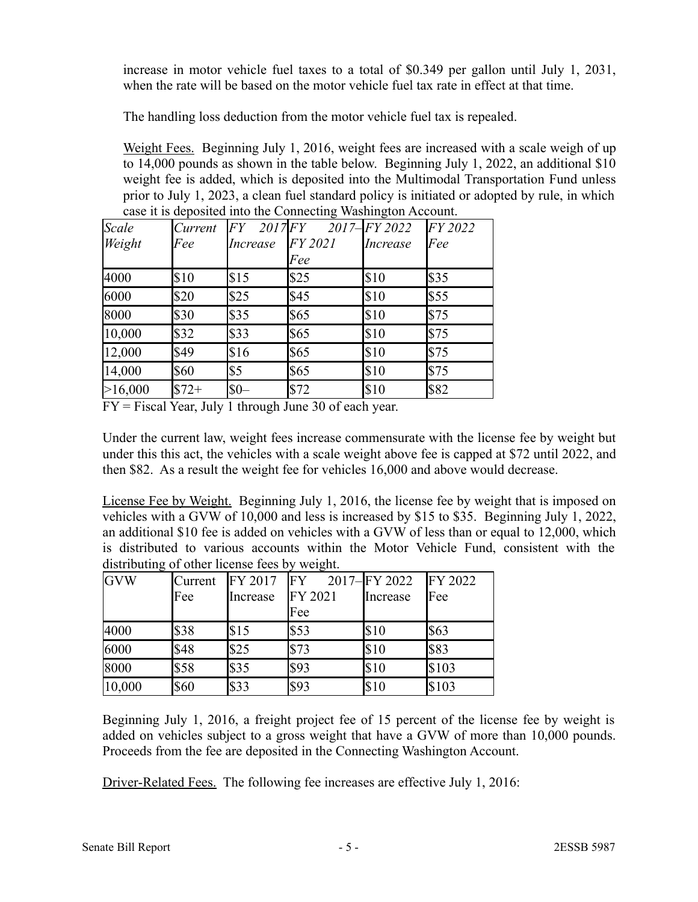increase in motor vehicle fuel taxes to a total of $0.349 per gallon until July 1, 2031, when the rate will be based on the motor vehicle fuel tax rate in effect at that time.

The handling loss deduction from the motor vehicle fuel tax is repealed.

Weight Fees. Beginning July 1, 2016, weight fees are increased with a scale weigh of up to 14,000 pounds as shown in the table below. Beginning July 1, 2022, an additional $10 weight fee is added, which is deposited into the Multimodal Transportation Fund unless prior to July 1, 2023, a clean fuel standard policy is initiated or adopted by rule, in which case it is deposited into the Connecting Washington Account.

| *Scale Weight* | *Current Fee* | *FY 2017 Increase* | *FY 2017–FY 2021 Fee* | *FY 2022 Increase* | *FY 2022 Fee* |
|---|---|---|---|---|---|
| 4000 | $10 | $15 | $25 | $10 | $35 |
| 6000 | $20 | $25 | $45 | $10 | $55 |
| 8000 | $30 | $35 | $65 | $10 | $75 |
| 10,000 | $32 | $33 | $65 | $10 | $75 |
| 12,000 | $49 | $16 | $65 | $10 | $75 |
| 14,000 | $60 | $5 | $65 | $10 | $75 |
| >16,000 | $72+ | $0– | $72 | $10 | $82 |

FY = Fiscal Year, July 1 through June 30 of each year.

Under the current law, weight fees increase commensurate with the license fee by weight but under this this act, the vehicles with a scale weight above fee is capped at $72 until 2022, and then $82. As a result the weight fee for vehicles 16,000 and above would decrease.

License Fee by Weight. Beginning July 1, 2016, the license fee by weight that is imposed on vehicles with a GVW of 10,000 and less is increased by $15 to $35. Beginning July 1, 2022, an additional $10 fee is added on vehicles with a GVW of less than or equal to 12,000, which is distributed to various accounts within the Motor Vehicle Fund, consistent with the distributing of other license fees by weight.

| GVW | Current Fee | FY 2017 Increase | FY 2017–FY 2021 Fee | FY 2022 Increase | FY 2022 Fee |
|---|---|---|---|---|---|
| 4000 | $38 | $15 | $53 | $10 | $63 |
| 6000 | $48 | $25 | $73 | $10 | $83 |
| 8000 | $58 | $35 | $93 | $10 | $103 |
| 10,000 | $60 | $33 | $93 | $10 | $103 |

Beginning July 1, 2016, a freight project fee of 15 percent of the license fee by weight is added on vehicles subject to a gross weight that have a GVW of more than 10,000 pounds. Proceeds from the fee are deposited in the Connecting Washington Account.

Driver-Related Fees. The following fee increases are effective July 1, 2016: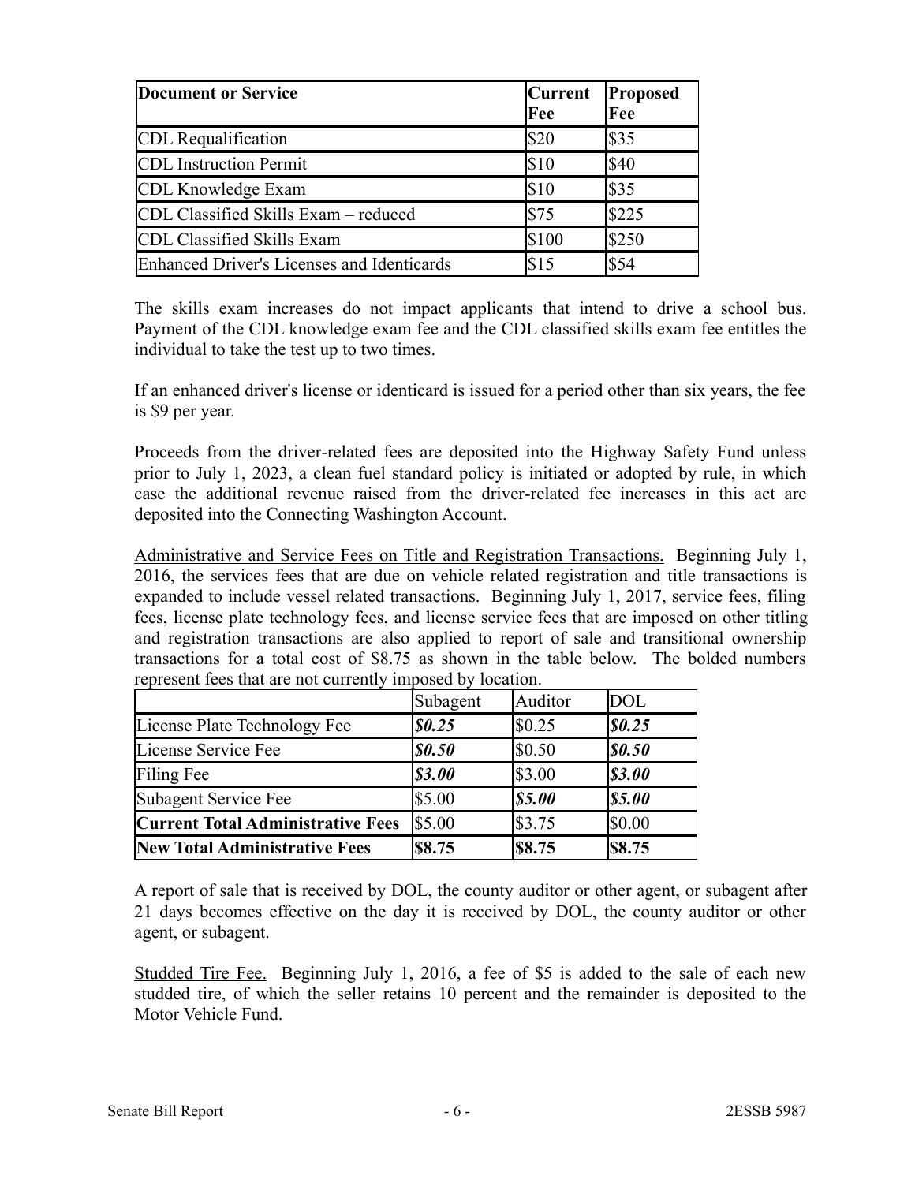| Document or Service | Current Fee | Proposed Fee |
|---|---|---|
| CDL Requalification | $20 | $35 |
| CDL Instruction Permit | $10 | $40 |
| CDL Knowledge Exam | $10 | $35 |
| CDL Classified Skills Exam – reduced | $75 | $225 |
| CDL Classified Skills Exam | $100 | $250 |
| Enhanced Driver's Licenses and Identicards | $15 | $54 |

The skills exam increases do not impact applicants that intend to drive a school bus. Payment of the CDL knowledge exam fee and the CDL classified skills exam fee entitles the individual to take the test up to two times.

If an enhanced driver's license or identicard is issued for a period other than six years, the fee is $9 per year.

Proceeds from the driver-related fees are deposited into the Highway Safety Fund unless prior to July 1, 2023, a clean fuel standard policy is initiated or adopted by rule, in which case the additional revenue raised from the driver-related fee increases in this act are deposited into the Connecting Washington Account.

Administrative and Service Fees on Title and Registration Transactions. Beginning July 1, 2016, the services fees that are due on vehicle related registration and title transactions is expanded to include vessel related transactions. Beginning July 1, 2017, service fees, filing fees, license plate technology fees, and license service fees that are imposed on other titling and registration transactions are also applied to report of sale and transitional ownership transactions for a total cost of $8.75 as shown in the table below. The bolded numbers represent fees that are not currently imposed by location.

| | Subagent | Auditor | DOL |
|---|---|---|---|
| License Plate Technology Fee | ***$0.25*** | $0.25 | ***$0.25*** |
| License Service Fee | ***$0.50*** | $0.50 | ***$0.50*** |
| Filing Fee | ***$3.00*** | $3.00 | ***$3.00*** |
| Subagent Service Fee | $5.00 | ***$5.00*** | ***$5.00*** |
| **Current Total Administrative Fees** | $5.00 | $3.75 | $0.00 |
| **New Total Administrative Fees** | **$8.75** | **$8.75** | **$8.75** |

A report of sale that is received by DOL, the county auditor or other agent, or subagent after 21 days becomes effective on the day it is received by DOL, the county auditor or other agent, or subagent.

Studded Tire Fee. Beginning July 1, 2016, a fee of $5 is added to the sale of each new studded tire, of which the seller retains 10 percent and the remainder is deposited to the Motor Vehicle Fund.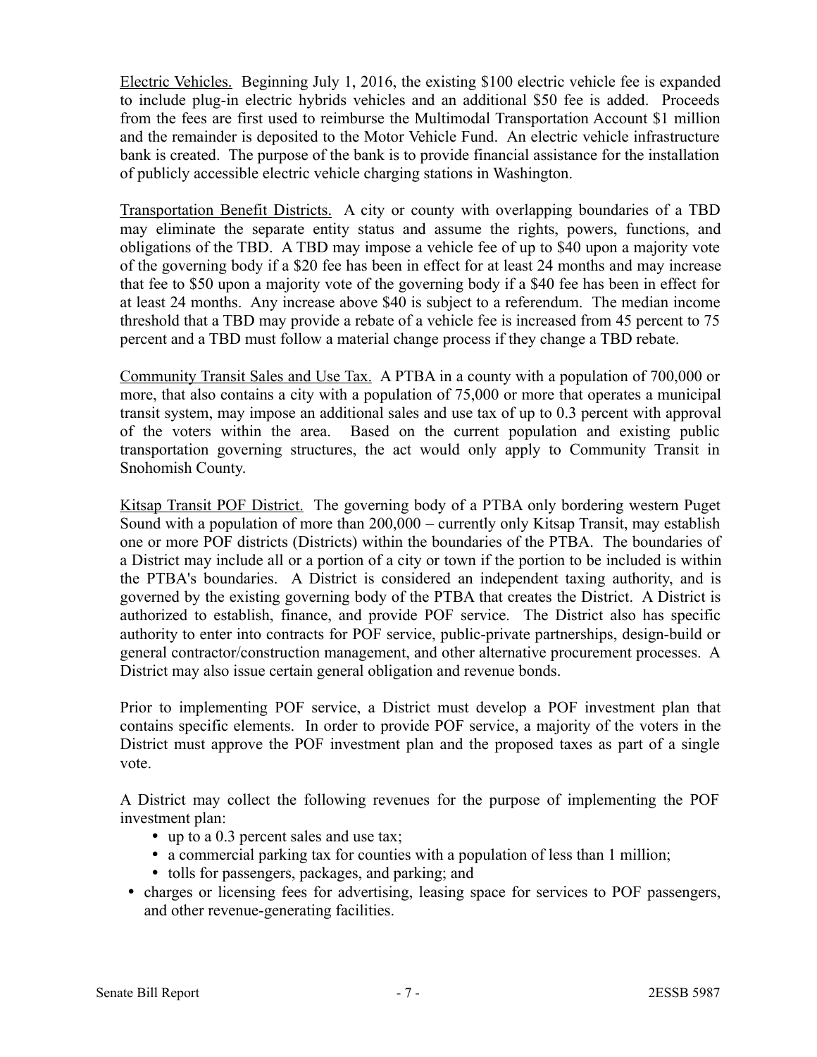Electric Vehicles. Beginning July 1, 2016, the existing $100 electric vehicle fee is expanded to include plug-in electric hybrids vehicles and an additional $50 fee is added. Proceeds from the fees are first used to reimburse the Multimodal Transportation Account $1 million and the remainder is deposited to the Motor Vehicle Fund. An electric vehicle infrastructure bank is created. The purpose of the bank is to provide financial assistance for the installation of publicly accessible electric vehicle charging stations in Washington.

Transportation Benefit Districts. A city or county with overlapping boundaries of a TBD may eliminate the separate entity status and assume the rights, powers, functions, and obligations of the TBD. A TBD may impose a vehicle fee of up to $40 upon a majority vote of the governing body if a $20 fee has been in effect for at least 24 months and may increase that fee to $50 upon a majority vote of the governing body if a $40 fee has been in effect for at least 24 months. Any increase above $40 is subject to a referendum. The median income threshold that a TBD may provide a rebate of a vehicle fee is increased from 45 percent to 75 percent and a TBD must follow a material change process if they change a TBD rebate.

Community Transit Sales and Use Tax. A PTBA in a county with a population of 700,000 or more, that also contains a city with a population of 75,000 or more that operates a municipal transit system, may impose an additional sales and use tax of up to 0.3 percent with approval of the voters within the area. Based on the current population and existing public transportation governing structures, the act would only apply to Community Transit in Snohomish County.

Kitsap Transit POF District. The governing body of a PTBA only bordering western Puget Sound with a population of more than 200,000 – currently only Kitsap Transit, may establish one or more POF districts (Districts) within the boundaries of the PTBA. The boundaries of a District may include all or a portion of a city or town if the portion to be included is within the PTBA's boundaries. A District is considered an independent taxing authority, and is governed by the existing governing body of the PTBA that creates the District. A District is authorized to establish, finance, and provide POF service. The District also has specific authority to enter into contracts for POF service, public-private partnerships, design-build or general contractor/construction management, and other alternative procurement processes. A District may also issue certain general obligation and revenue bonds.

Prior to implementing POF service, a District must develop a POF investment plan that contains specific elements. In order to provide POF service, a majority of the voters in the District must approve the POF investment plan and the proposed taxes as part of a single vote.

A District may collect the following revenues for the purpose of implementing the POF investment plan:

- up to a 0.3 percent sales and use tax;
- a commercial parking tax for counties with a population of less than 1 million;
- tolls for passengers, packages, and parking; and
- charges or licensing fees for advertising, leasing space for services to POF passengers, and other revenue-generating facilities.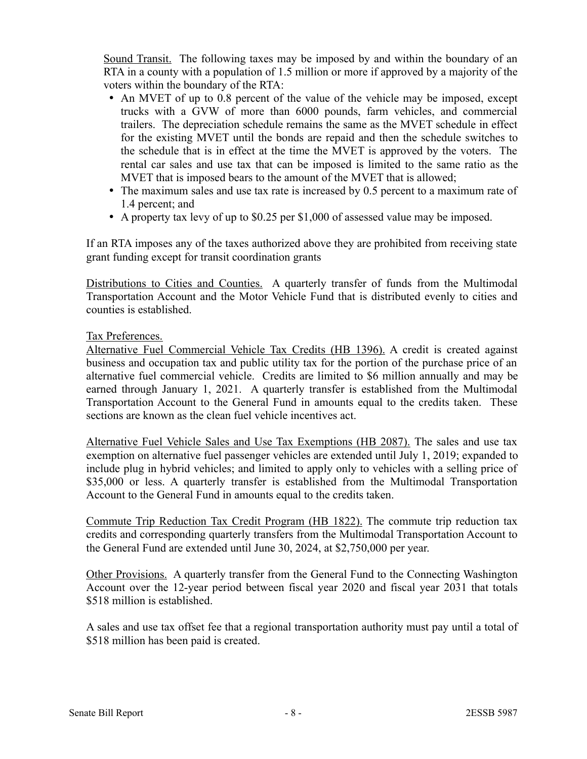Sound Transit. The following taxes may be imposed by and within the boundary of an RTA in a county with a population of 1.5 million or more if approved by a majority of the voters within the boundary of the RTA:

- An MVET of up to 0.8 percent of the value of the vehicle may be imposed, except trucks with a GVW of more than 6000 pounds, farm vehicles, and commercial trailers. The depreciation schedule remains the same as the MVET schedule in effect for the existing MVET until the bonds are repaid and then the schedule switches to the schedule that is in effect at the time the MVET is approved by the voters. The rental car sales and use tax that can be imposed is limited to the same ratio as the MVET that is imposed bears to the amount of the MVET that is allowed;
- The maximum sales and use tax rate is increased by 0.5 percent to a maximum rate of 1.4 percent; and
- A property tax levy of up to $0.25 per $1,000 of assessed value may be imposed.

If an RTA imposes any of the taxes authorized above they are prohibited from receiving state grant funding except for transit coordination grants

Distributions to Cities and Counties. A quarterly transfer of funds from the Multimodal Transportation Account and the Motor Vehicle Fund that is distributed evenly to cities and counties is established.

Tax Preferences.

Alternative Fuel Commercial Vehicle Tax Credits (HB 1396). A credit is created against business and occupation tax and public utility tax for the portion of the purchase price of an alternative fuel commercial vehicle. Credits are limited to $6 million annually and may be earned through January 1, 2021. A quarterly transfer is established from the Multimodal Transportation Account to the General Fund in amounts equal to the credits taken. These sections are known as the clean fuel vehicle incentives act.

Alternative Fuel Vehicle Sales and Use Tax Exemptions (HB 2087). The sales and use tax exemption on alternative fuel passenger vehicles are extended until July 1, 2019; expanded to include plug in hybrid vehicles; and limited to apply only to vehicles with a selling price of $35,000 or less. A quarterly transfer is established from the Multimodal Transportation Account to the General Fund in amounts equal to the credits taken.

Commute Trip Reduction Tax Credit Program (HB 1822). The commute trip reduction tax credits and corresponding quarterly transfers from the Multimodal Transportation Account to the General Fund are extended until June 30, 2024, at $2,750,000 per year.

Other Provisions. A quarterly transfer from the General Fund to the Connecting Washington Account over the 12-year period between fiscal year 2020 and fiscal year 2031 that totals $518 million is established.

A sales and use tax offset fee that a regional transportation authority must pay until a total of $518 million has been paid is created.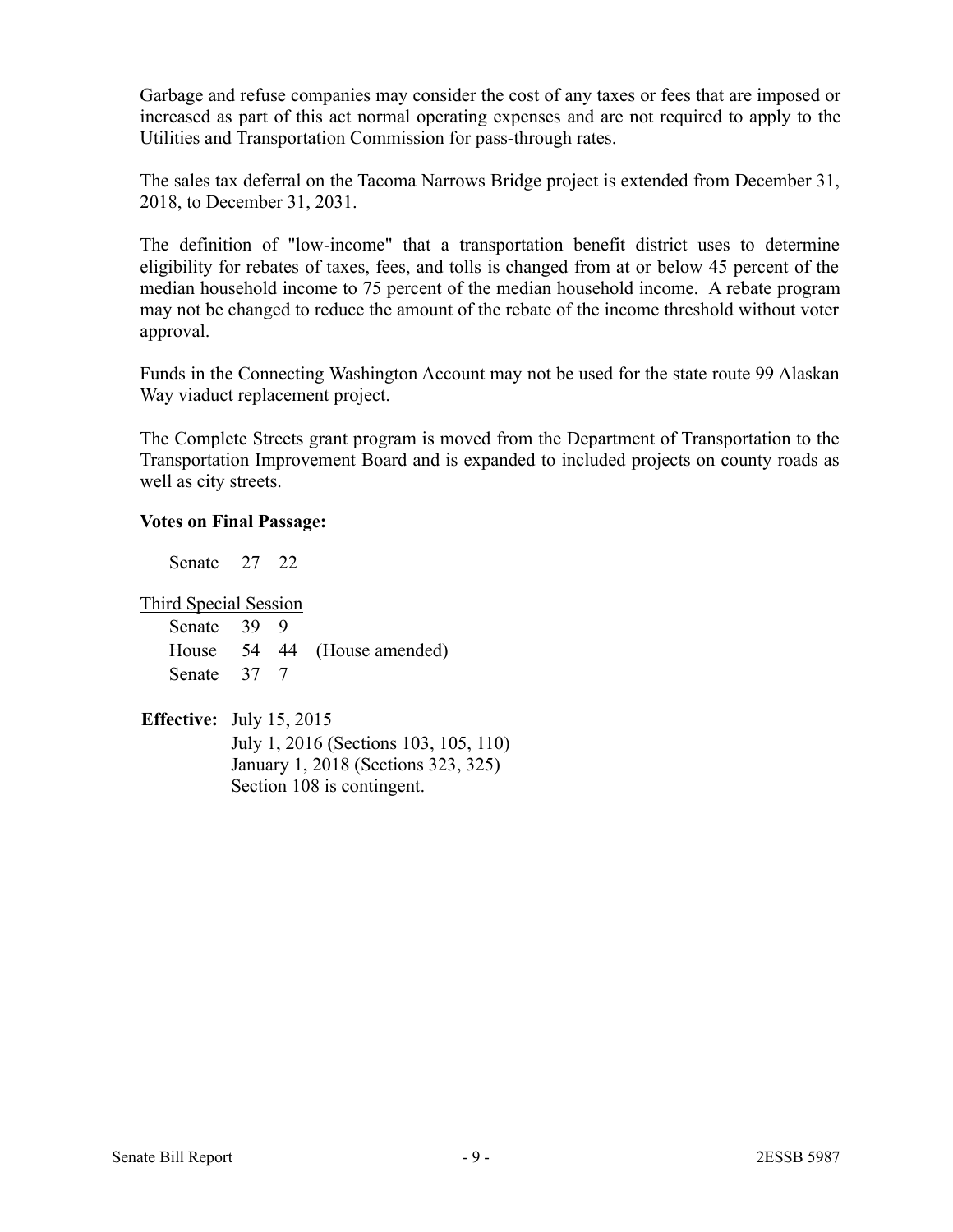Garbage and refuse companies may consider the cost of any taxes or fees that are imposed or increased as part of this act normal operating expenses and are not required to apply to the Utilities and Transportation Commission for pass-through rates.

The sales tax deferral on the Tacoma Narrows Bridge project is extended from December 31, 2018, to December 31, 2031.

The definition of "low-income" that a transportation benefit district uses to determine eligibility for rebates of taxes, fees, and tolls is changed from at or below 45 percent of the median household income to 75 percent of the median household income. A rebate program may not be changed to reduce the amount of the rebate of the income threshold without voter approval.

Funds in the Connecting Washington Account may not be used for the state route 99 Alaskan Way viaduct replacement project.

The Complete Streets grant program is moved from the Department of Transportation to the Transportation Improvement Board and is expanded to included projects on county roads as well as city streets.

**Votes on Final Passage:**

| | | | |
|---|---|---|---|
| Senate | 27 | 22 | |

Third Special Session

| | | | |
|---|---|---|---|
| Senate | 39 | 9 | |
| House | 54 | 44 | (House amended) |
| Senate | 37 | 7 | |

**Effective:** July 15, 2015
July 1, 2016 (Sections 103, 105, 110)
January 1, 2018 (Sections 323, 325)
Section 108 is contingent.